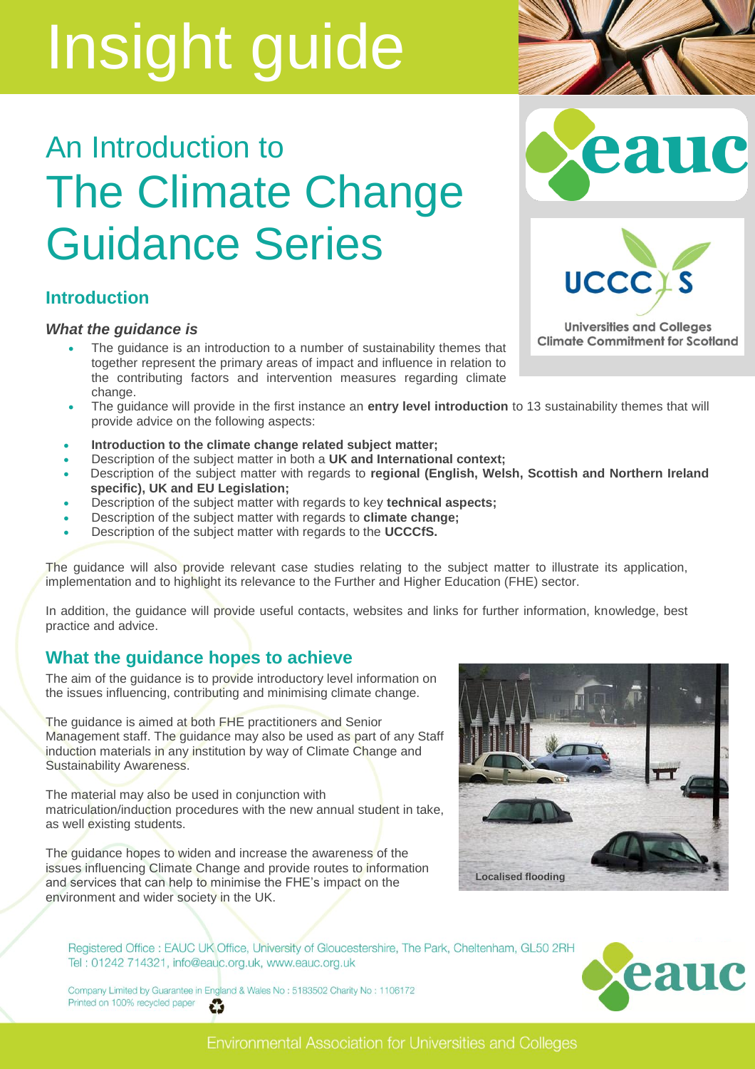# Insight guide

## An Introduction to The Climate Change Guidance Series

Universities and Colleges Climate Commitment for Scotland

### Introduction

#### *What the guidance is*

- The guidance is an introduction to a number of sustainability themes that together represent the primary areas of impact and influence in relation to the contributing factors and intervention measures regarding climate change.
- The guidance will provide in the first instance an **entry level introduction** to 13 sustainability themes that will provide advice on the following aspects:

- **Introduction to the climate change related subject matter;**
- Description of the subject matter in both a **UK and International context;**
- Description of the subject matter with regards to **regional (English, Welsh, Scottish and Northern Ireland specific), UK and EU Legislation;**
- Description of the subject matter with regards to key **technical aspects;**
- Description of the subject matter with regards to **climate change;**
- Description of the subject matter with regards to the **UCCCfS.**

The guidance will also provide relevant case studies relating to the subject matter to illustrate its application, implementation and to highlight its relevance to the Further and Higher Education (FHE) sector.

In addition, the guidance will provide useful contacts, websites and links for further information, knowledge, best practice and advice.

### What the guidance hopes to achieve

The aim of the guidance is to provide introductory level information on the issues influencing, contributing and minimising climate change.

The guidance is aimed at both FHE practitioners and Senior Management staff. The guidance may also be used as part of any Staff induction materials in any institution by way of Climate Change and Sustainability Awareness.

The material may also be used in conjunction with matriculation/induction procedures with the new annual student in take, as well existing students.

The guidance hopes to widen and increase the awareness of the issues influencing Climate Change and provide routes to information and services that can help to minimise the FHE's impact on the environment and wider society in the UK.

Localised flooding

Registered Office : EAUC UK Office, University of Gloucestershire, The Park, Cheltenham, GL50 2RH
Tel : 01242 714321, info@eauc.org.uk, www.eauc.org.uk

Company Limited by Guarantee in England & Wales No : 5183502 Charity No : 1106172
Printed on 100% recycled paper

Environmental Association for Universities and Colleges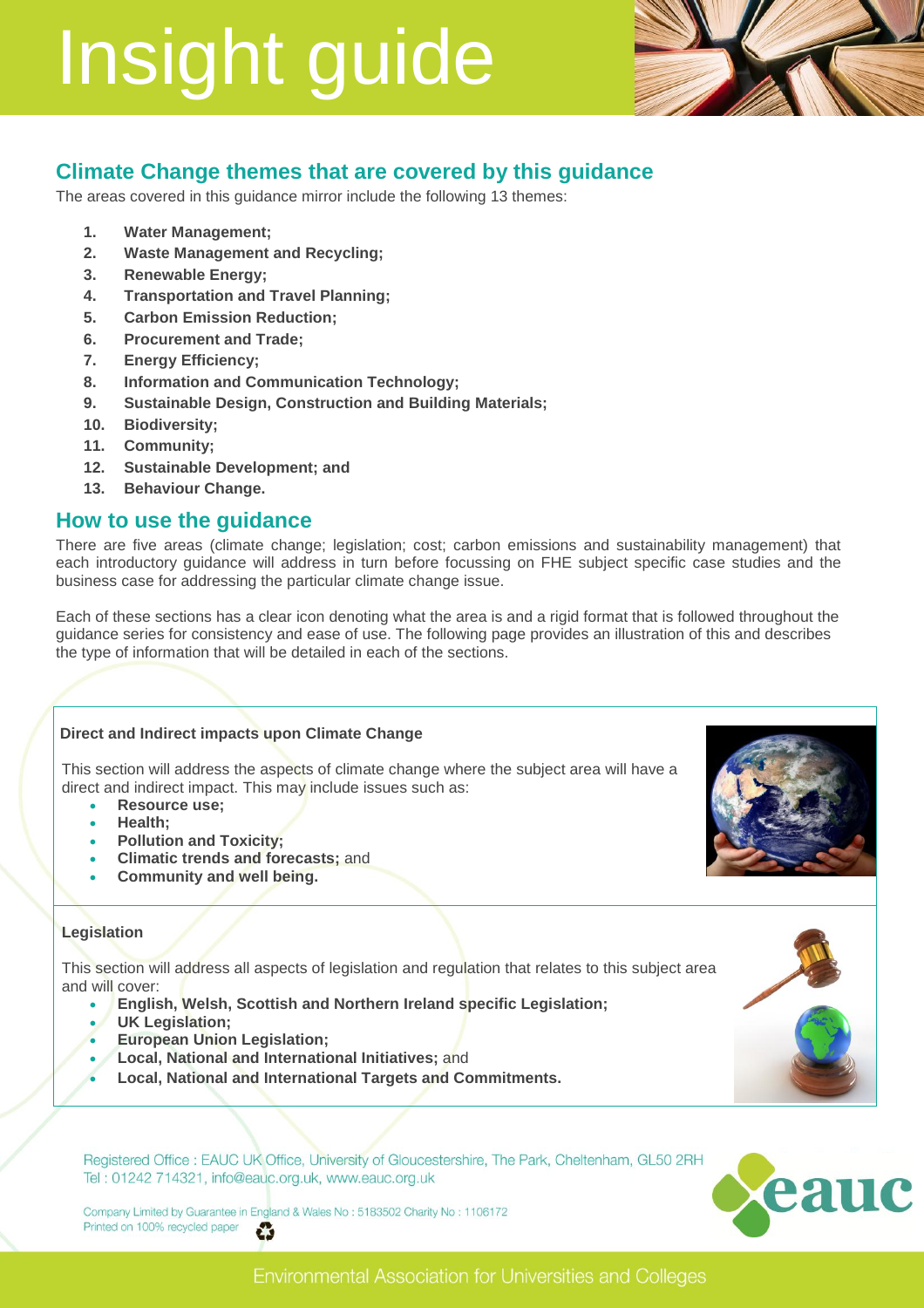# Insight guide

## Climate Change themes that are covered by this guidance

The areas covered in this guidance mirror include the following 13 themes:

1. **Water Management;**
2. **Waste Management and Recycling;**
3. **Renewable Energy;**
4. **Transportation and Travel Planning;**
5. **Carbon Emission Reduction;**
6. **Procurement and Trade;**
7. **Energy Efficiency;**
8. **Information and Communication Technology;**
9. **Sustainable Design, Construction and Building Materials;**
10. **Biodiversity;**
11. **Community;**
12. **Sustainable Development; and**
13. **Behaviour Change.**

## How to use the guidance

There are five areas (climate change; legislation; cost; carbon emissions and sustainability management) that each introductory guidance will address in turn before focussing on FHE subject specific case studies and the business case for addressing the particular climate change issue.

Each of these sections has a clear icon denoting what the area is and a rigid format that is followed throughout the guidance series for consistency and ease of use. The following page provides an illustration of this and describes the type of information that will be detailed in each of the sections.

**Direct and Indirect impacts upon Climate Change**

This section will address the aspects of climate change where the subject area will have a direct and indirect impact. This may include issues such as:

- **Resource use;**
- **Health;**
- **Pollution and Toxicity;**
- **Climatic trends and forecasts;** and
- **Community and well being.**

**Legislation**

This section will address all aspects of legislation and regulation that relates to this subject area and will cover:

- **English, Welsh, Scottish and Northern Ireland specific Legislation;**
- **UK Legislation;**
- **European Union Legislation;**
- **Local, National and International Initiatives;** and
- **Local, National and International Targets and Commitments.**

Registered Office : EAUC UK Office, University of Gloucestershire, The Park, Cheltenham, GL50 2RH
Tel : 01242 714321, info@eauc.org.uk, www.eauc.org.uk

Company Limited by Guarantee in England & Wales No : 5183502 Charity No : 1106172
Printed on 100% recycled paper

eauc

Environmental Association for Universities and Colleges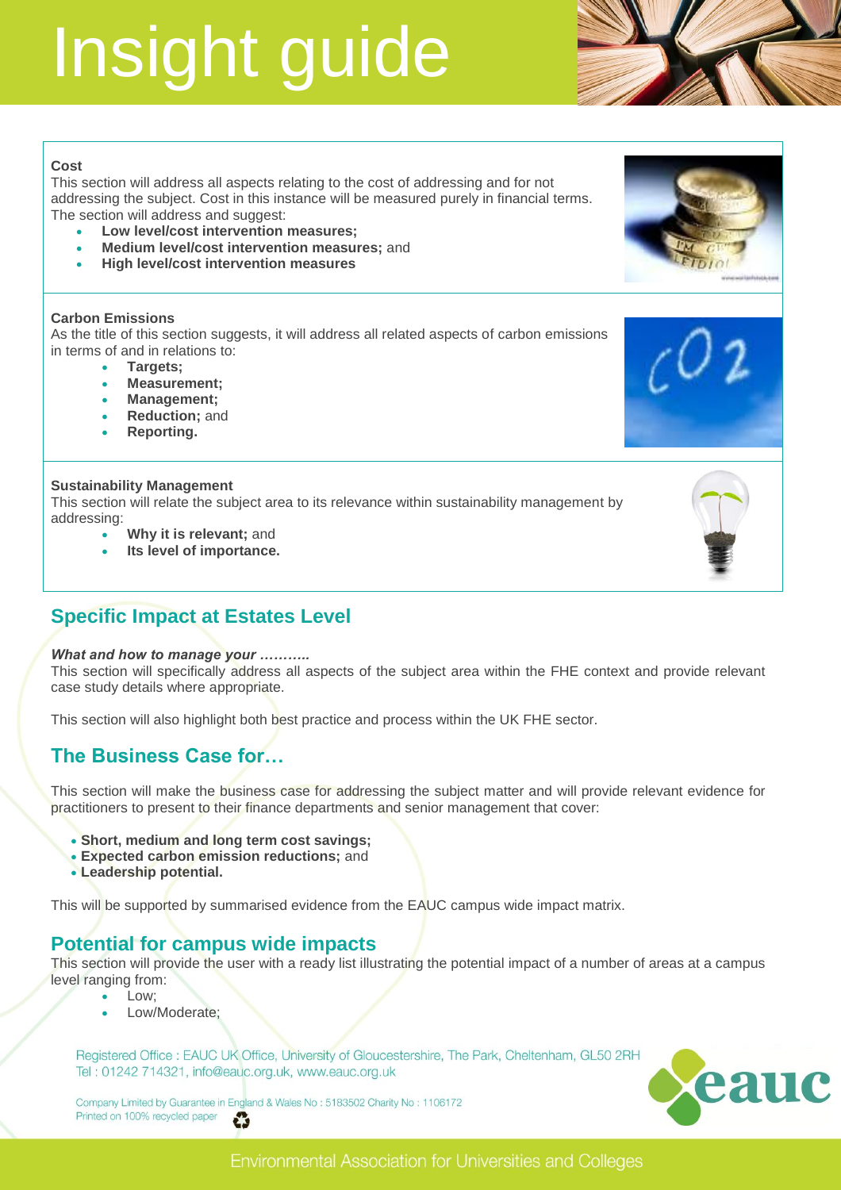# Insight guide

**Cost**

This section will address all aspects relating to the cost of addressing and for not addressing the subject. Cost in this instance will be measured purely in financial terms. The section will address and suggest:

- **Low level/cost intervention measures;**
- **Medium level/cost intervention measures;** and
- **High level/cost intervention measures**

**Carbon Emissions**

As the title of this section suggests, it will address all related aspects of carbon emissions in terms of and in relations to:

- **Targets;**
- **Measurement;**
- **Management;**
- **Reduction;** and
- **Reporting.**

**Sustainability Management**

This section will relate the subject area to its relevance within sustainability management by addressing:

- **Why it is relevant;** and
- **Its level of importance.**

## Specific Impact at Estates Level

***What and how to manage your ………..***

This section will specifically address all aspects of the subject area within the FHE context and provide relevant case study details where appropriate.

This section will also highlight both best practice and process within the UK FHE sector.

## The Business Case for…

This section will make the business case for addressing the subject matter and will provide relevant evidence for practitioners to present to their finance departments and senior management that cover:

- **Short, medium and long term cost savings;**
- **Expected carbon emission reductions;** and
- **Leadership potential.**

This will be supported by summarised evidence from the EAUC campus wide impact matrix.

## Potential for campus wide impacts

This section will provide the user with a ready list illustrating the potential impact of a number of areas at a campus level ranging from:

- Low;
- Low/Moderate;

Registered Office : EAUC UK Office, University of Gloucestershire, The Park, Cheltenham, GL50 2RH
Tel : 01242 714321, info@eauc.org.uk, www.eauc.org.uk

Company Limited by Guarantee in England & Wales No : 5183502 Charity No : 1106172
Printed on 100% recycled paper

Environmental Association for Universities and Colleges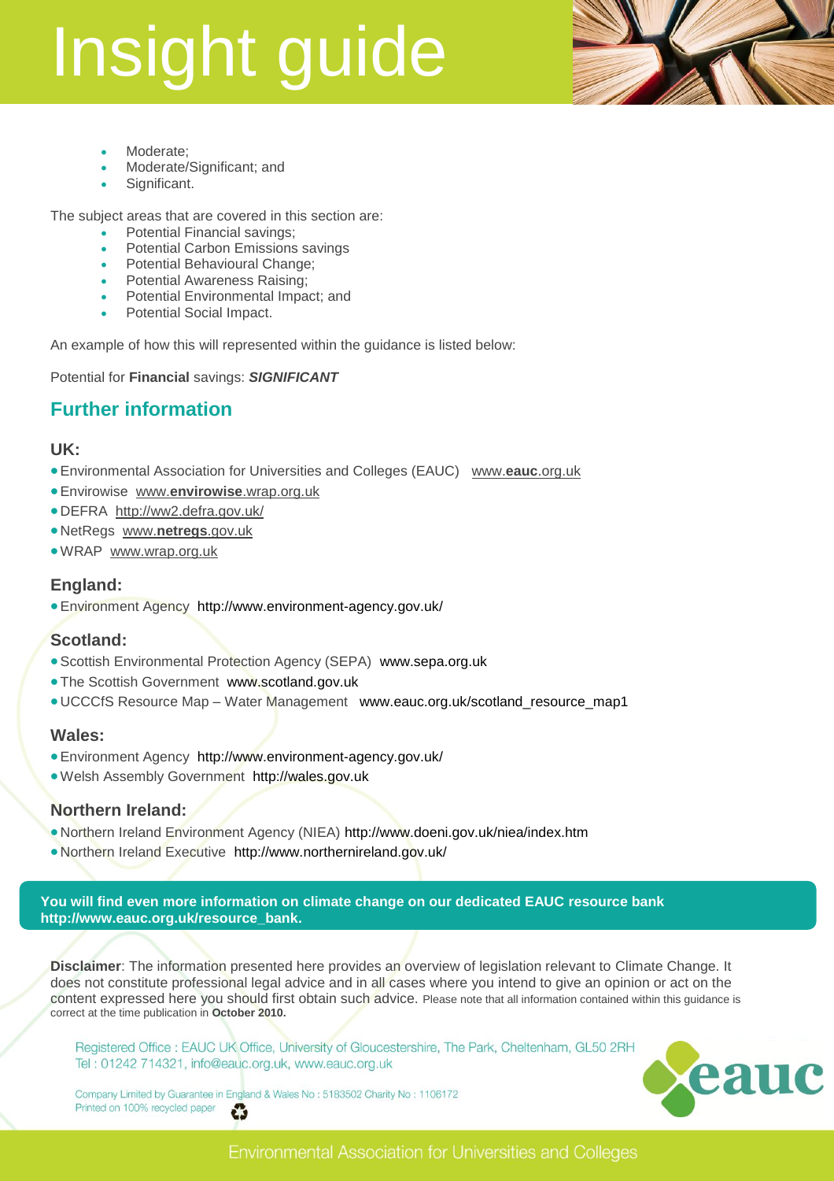- Moderate;
- Moderate/Significant; and
- Significant.

The subject areas that are covered in this section are:

- Potential Financial savings;
- Potential Carbon Emissions savings
- Potential Behavioural Change;
- Potential Awareness Raising;
- Potential Environmental Impact; and
- Potential Social Impact.

An example of how this will represented within the guidance is listed below:

Potential for **Financial** savings: ***SIGNIFICANT***

## Further information

### UK:

- Environmental Association for Universities and Colleges (EAUC) www.**eauc**.org.uk
- Envirowise www.**envirowise**.wrap.org.uk
- DEFRA http://ww2.defra.gov.uk/
- NetRegs www.**netregs**.gov.uk
- WRAP www.wrap.org.uk

### England:

- Environment Agency http://www.environment-agency.gov.uk/

### Scotland:

- Scottish Environmental Protection Agency (SEPA) www.sepa.org.uk
- The Scottish Government www.scotland.gov.uk
- UCCCfS Resource Map – Water Management www.eauc.org.uk/scotland_resource_map1

### Wales:

- Environment Agency http://www.environment-agency.gov.uk/
- Welsh Assembly Government http://wales.gov.uk

### Northern Ireland:

- Northern Ireland Environment Agency (NIEA) http://www.doeni.gov.uk/niea/index.htm
- Northern Ireland Executive http://www.northernireland.gov.uk/

**You will find even more information on climate change on our dedicated EAUC resource bank http://www.eauc.org.uk/resource_bank.**

**Disclaimer**: The information presented here provides an overview of legislation relevant to Climate Change. It does not constitute professional legal advice and in all cases where you intend to give an opinion or act on the content expressed here you should first obtain such advice. Please note that all information contained within this guidance is correct at the time publication in **October 2010.**

Registered Office : EAUC UK Office, University of Gloucestershire, The Park, Cheltenham, GL50 2RH
Tel : 01242 714321, info@eauc.org.uk, www.eauc.org.uk

Company Limited by Guarantee in England & Wales No : 5183502 Charity No : 1106172
Printed on 100% recycled paper

Environmental Association for Universities and Colleges